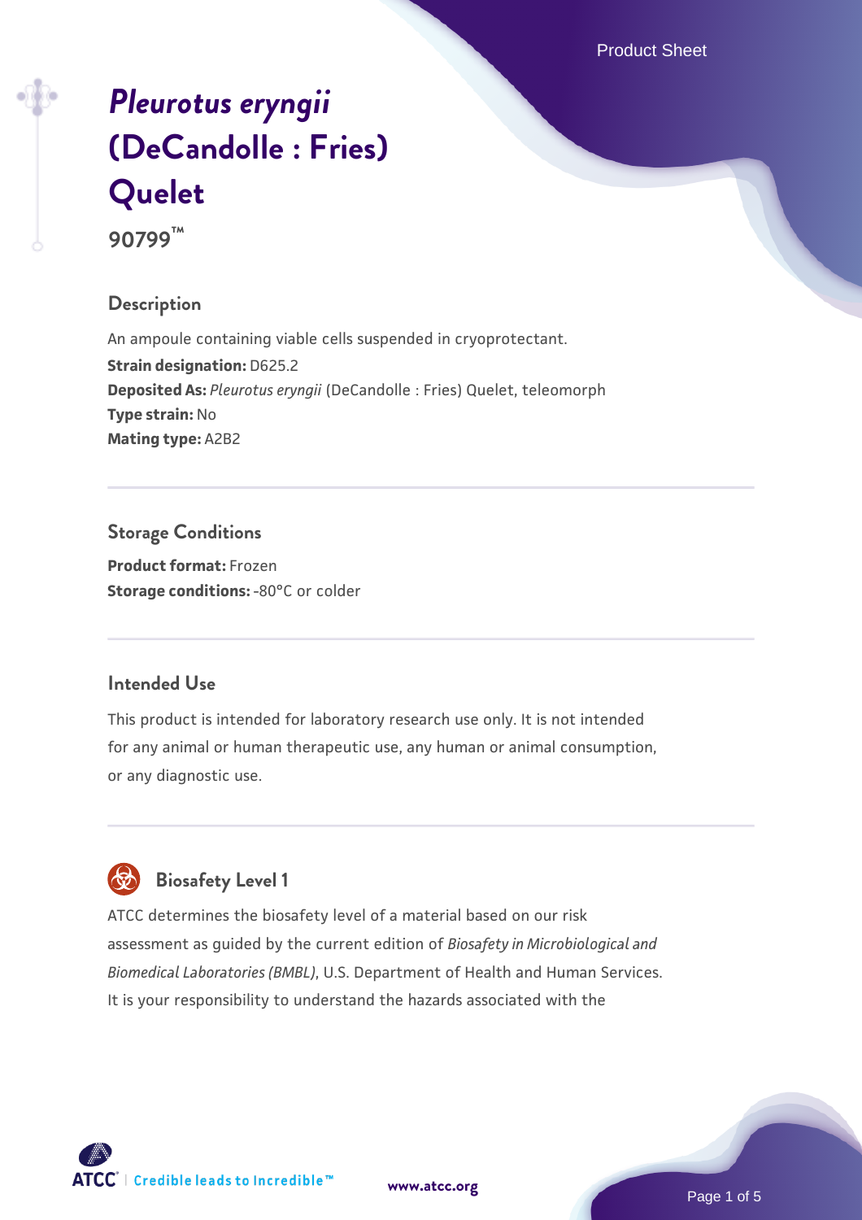# *Pleurotus eryngii* (DeCandolle : Fries) Quelet

**90799™**

## Description

An ampoule containing viable cells suspended in cryoprotectant.

**Strain designation:** D625.2

**Deposited As:** *Pleurotus eryngii* (DeCandolle : Fries) Quelet, teleomorph

**Type strain:** No

**Mating type:** A2B2

## Storage Conditions

**Product format:** Frozen

**Storage conditions:** -80°C or colder

## Intended Use

This product is intended for laboratory research use only. It is not intended for any animal or human therapeutic use, any human or animal consumption, or any diagnostic use.

## Biosafety Level 1

ATCC determines the biosafety level of a material based on our risk assessment as guided by the current edition of *Biosafety in Microbiological and Biomedical Laboratories (BMBL)*, U.S. Department of Health and Human Services. It is your responsibility to understand the hazards associated with the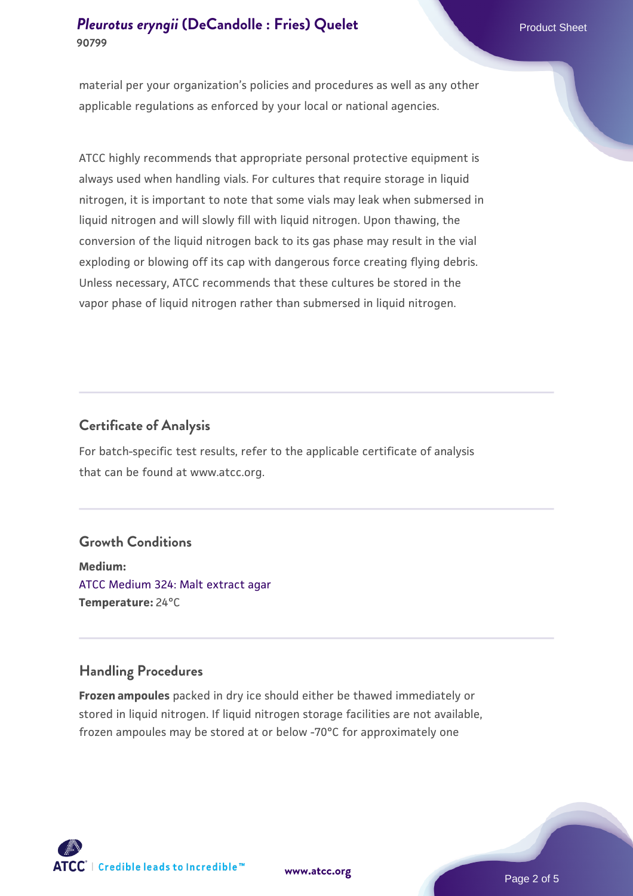material per your organization's policies and procedures as well as any other applicable regulations as enforced by your local or national agencies.

ATCC highly recommends that appropriate personal protective equipment is always used when handling vials. For cultures that require storage in liquid nitrogen, it is important to note that some vials may leak when submersed in liquid nitrogen and will slowly fill with liquid nitrogen. Upon thawing, the conversion of the liquid nitrogen back to its gas phase may result in the vial exploding or blowing off its cap with dangerous force creating flying debris. Unless necessary, ATCC recommends that these cultures be stored in the vapor phase of liquid nitrogen rather than submersed in liquid nitrogen.

## Certificate of Analysis

For batch-specific test results, refer to the applicable certificate of analysis that can be found at www.atcc.org.

## Growth Conditions

**Medium:**
ATCC Medium 324: Malt extract agar
**Temperature:** 24°C

## Handling Procedures

**Frozen ampoules** packed in dry ice should either be thawed immediately or stored in liquid nitrogen. If liquid nitrogen storage facilities are not available, frozen ampoules may be stored at or below -70°C for approximately one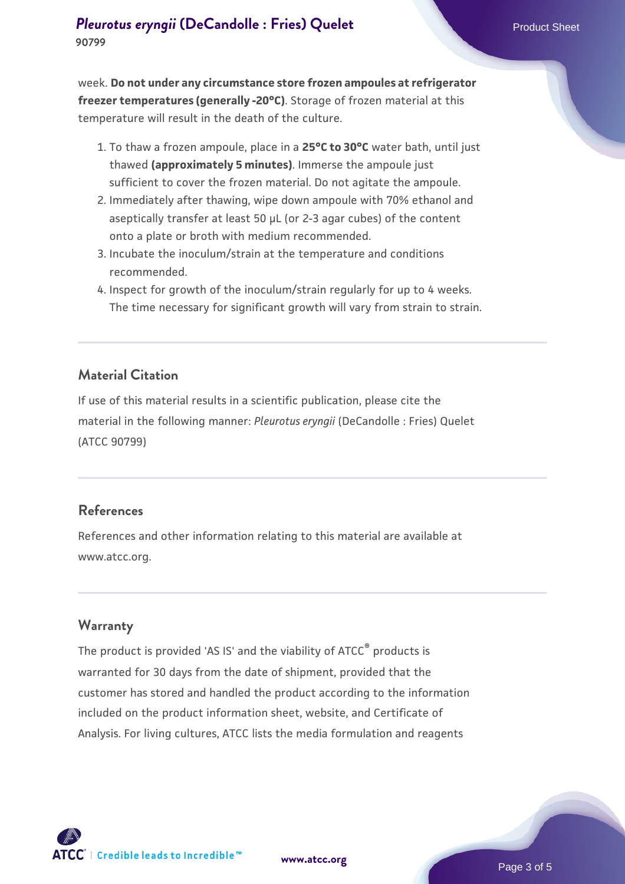week. **Do not under any circumstance store frozen ampoules at refrigerator freezer temperatures (generally -20°C)**. Storage of frozen material at this temperature will result in the death of the culture.

1. To thaw a frozen ampoule, place in a **25°C to 30°C** water bath, until just thawed **(approximately 5 minutes)**. Immerse the ampoule just sufficient to cover the frozen material. Do not agitate the ampoule.
2. Immediately after thawing, wipe down ampoule with 70% ethanol and aseptically transfer at least 50 µL (or 2-3 agar cubes) of the content onto a plate or broth with medium recommended.
3. Incubate the inoculum/strain at the temperature and conditions recommended.
4. Inspect for growth of the inoculum/strain regularly for up to 4 weeks. The time necessary for significant growth will vary from strain to strain.

## Material Citation

If use of this material results in a scientific publication, please cite the material in the following manner: *Pleurotus eryngii* (DeCandolle : Fries) Quelet (ATCC 90799)

## References

References and other information relating to this material are available at www.atcc.org.

## Warranty

The product is provided 'AS IS' and the viability of ATCC® products is warranted for 30 days from the date of shipment, provided that the customer has stored and handled the product according to the information included on the product information sheet, website, and Certificate of Analysis. For living cultures, ATCC lists the media formulation and reagents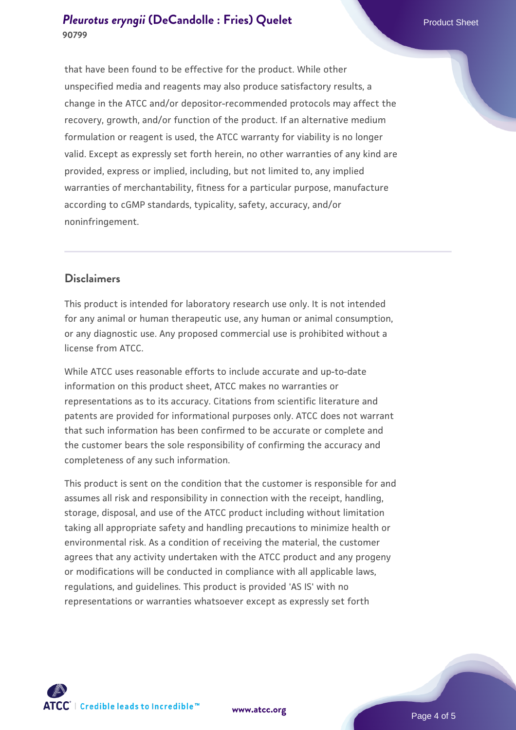that have been found to be effective for the product. While other unspecified media and reagents may also produce satisfactory results, a change in the ATCC and/or depositor-recommended protocols may affect the recovery, growth, and/or function of the product. If an alternative medium formulation or reagent is used, the ATCC warranty for viability is no longer valid. Except as expressly set forth herein, no other warranties of any kind are provided, express or implied, including, but not limited to, any implied warranties of merchantability, fitness for a particular purpose, manufacture according to cGMP standards, typicality, safety, accuracy, and/or noninfringement.

## Disclaimers

This product is intended for laboratory research use only. It is not intended for any animal or human therapeutic use, any human or animal consumption, or any diagnostic use. Any proposed commercial use is prohibited without a license from ATCC.

While ATCC uses reasonable efforts to include accurate and up-to-date information on this product sheet, ATCC makes no warranties or representations as to its accuracy. Citations from scientific literature and patents are provided for informational purposes only. ATCC does not warrant that such information has been confirmed to be accurate or complete and the customer bears the sole responsibility of confirming the accuracy and completeness of any such information.

This product is sent on the condition that the customer is responsible for and assumes all risk and responsibility in connection with the receipt, handling, storage, disposal, and use of the ATCC product including without limitation taking all appropriate safety and handling precautions to minimize health or environmental risk. As a condition of receiving the material, the customer agrees that any activity undertaken with the ATCC product and any progeny or modifications will be conducted in compliance with all applicable laws, regulations, and guidelines. This product is provided 'AS IS' with no representations or warranties whatsoever except as expressly set forth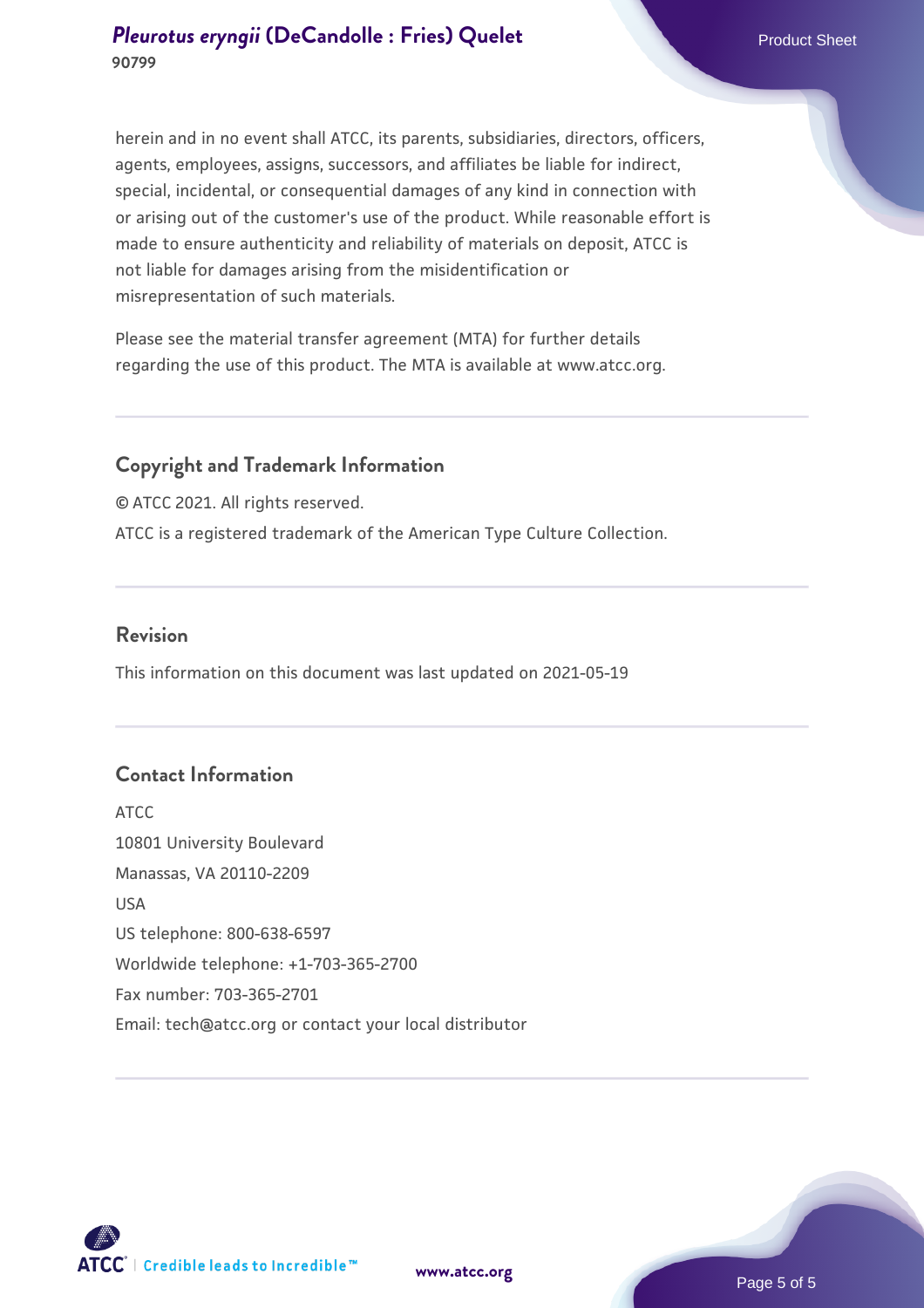herein and in no event shall ATCC, its parents, subsidiaries, directors, officers, agents, employees, assigns, successors, and affiliates be liable for indirect, special, incidental, or consequential damages of any kind in connection with or arising out of the customer's use of the product. While reasonable effort is made to ensure authenticity and reliability of materials on deposit, ATCC is not liable for damages arising from the misidentification or misrepresentation of such materials.

Please see the material transfer agreement (MTA) for further details regarding the use of this product. The MTA is available at www.atcc.org.

## Copyright and Trademark Information

© ATCC 2021. All rights reserved.

ATCC is a registered trademark of the American Type Culture Collection.

## Revision

This information on this document was last updated on 2021-05-19

## Contact Information

ATCC
10801 University Boulevard
Manassas, VA 20110-2209
USA
US telephone: 800-638-6597
Worldwide telephone: +1-703-365-2700
Fax number: 703-365-2701
Email: tech@atcc.org or contact your local distributor